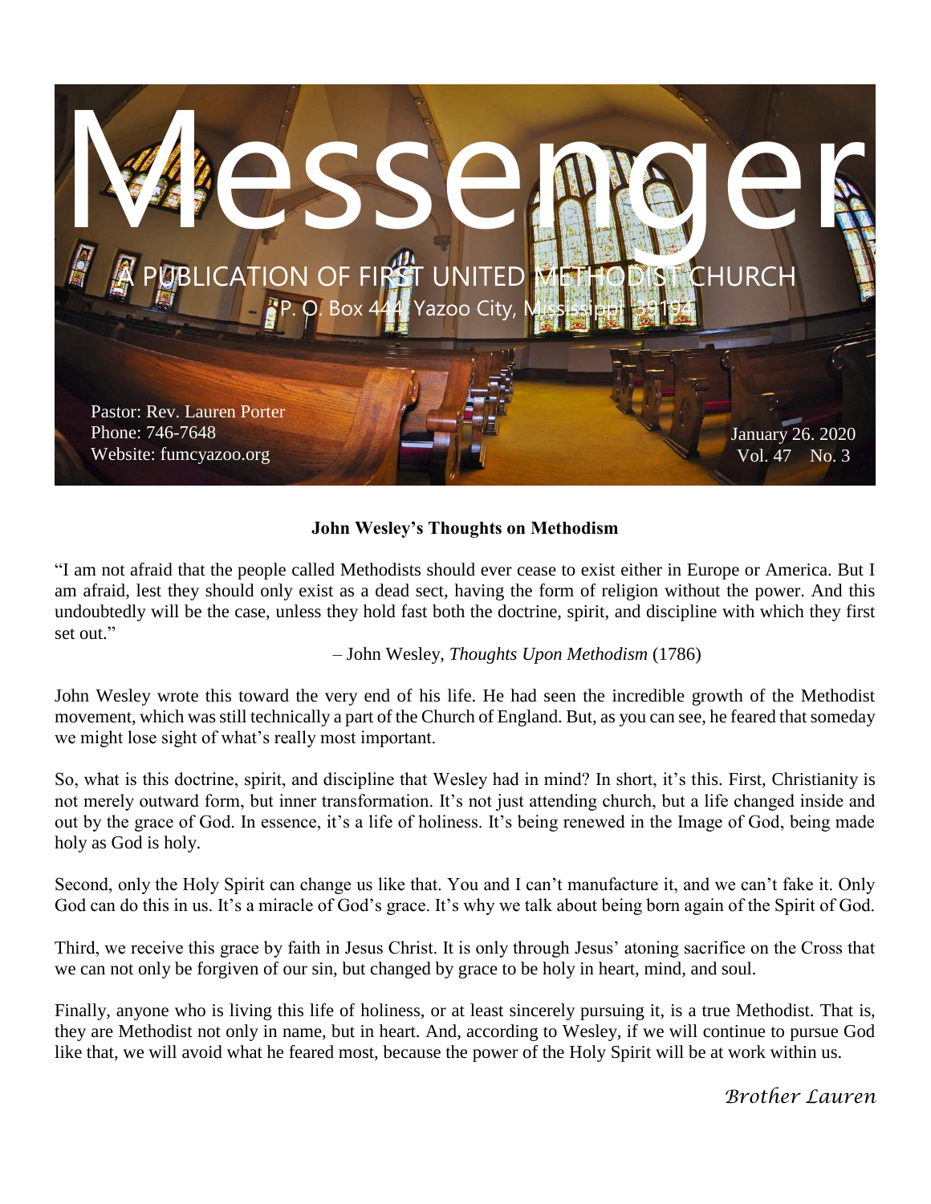# Messenger

A PUBLICATION OF FIRST UNITED METHODIST CHURCH

P. O. Box 444, Yazoo City, Mississippi 39194

Pastor: Rev. Lauren Porter
Phone: 746-7648
Website: fumcyazoo.org

January 26. 2020
Vol. 47 No. 3

**John Wesley's Thoughts on Methodism**

"I am not afraid that the people called Methodists should ever cease to exist either in Europe or America. But I am afraid, lest they should only exist as a dead sect, having the form of religion without the power. And this undoubtedly will be the case, unless they hold fast both the doctrine, spirit, and discipline with which they first set out."

– John Wesley, *Thoughts Upon Methodism* (1786)

John Wesley wrote this toward the very end of his life. He had seen the incredible growth of the Methodist movement, which was still technically a part of the Church of England. But, as you can see, he feared that someday we might lose sight of what's really most important.

So, what is this doctrine, spirit, and discipline that Wesley had in mind? In short, it's this. First, Christianity is not merely outward form, but inner transformation. It's not just attending church, but a life changed inside and out by the grace of God. In essence, it's a life of holiness. It's being renewed in the Image of God, being made holy as God is holy.

Second, only the Holy Spirit can change us like that. You and I can't manufacture it, and we can't fake it. Only God can do this in us. It's a miracle of God's grace. It's why we talk about being born again of the Spirit of God.

Third, we receive this grace by faith in Jesus Christ. It is only through Jesus' atoning sacrifice on the Cross that we can not only be forgiven of our sin, but changed by grace to be holy in heart, mind, and soul.

Finally, anyone who is living this life of holiness, or at least sincerely pursuing it, is a true Methodist. That is, they are Methodist not only in name, but in heart. And, according to Wesley, if we will continue to pursue God like that, we will avoid what he feared most, because the power of the Holy Spirit will be at work within us.

*Brother Lauren*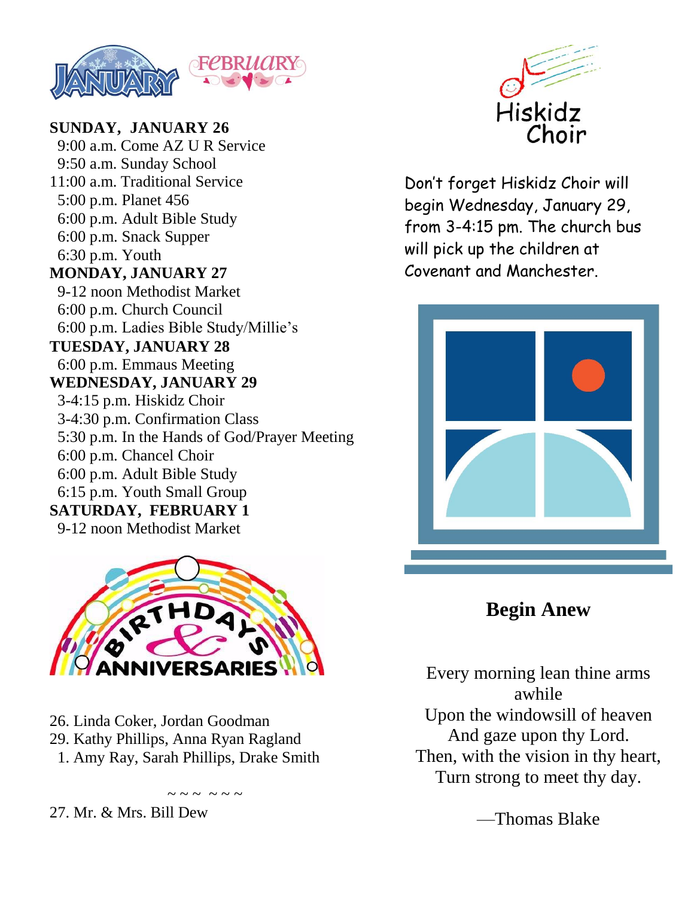**SUNDAY, JANUARY 26**
9:00 a.m. Come AZ U R Service
9:50 a.m. Sunday School
11:00 a.m. Traditional Service
5:00 p.m. Planet 456
6:00 p.m. Adult Bible Study
6:00 p.m. Snack Supper
6:30 p.m. Youth

**MONDAY, JANUARY 27**
9-12 noon Methodist Market
6:00 p.m. Church Council
6:00 p.m. Ladies Bible Study/Millie's

**TUESDAY, JANUARY 28**
6:00 p.m. Emmaus Meeting

**WEDNESDAY, JANUARY 29**
3-4:15 p.m. Hiskidz Choir
3-4:30 p.m. Confirmation Class
5:30 p.m. In the Hands of God/Prayer Meeting
6:00 p.m. Chancel Choir
6:00 p.m. Adult Bible Study
6:15 p.m. Youth Small Group

**SATURDAY, FEBRUARY 1**
9-12 noon Methodist Market

## Birthdays & Anniversaries

26. Linda Coker, Jordan Goodman
29. Kathy Phillips, Anna Ryan Ragland
1. Amy Ray, Sarah Phillips, Drake Smith

~~~ ~~~

27. Mr. & Mrs. Bill Dew

## Hiskidz Choir

Don't forget Hiskidz Choir will begin Wednesday, January 29, from 3-4:15 pm. The church bus will pick up the children at Covenant and Manchester.

## Begin Anew

Every morning lean thine arms awhile
Upon the windowsill of heaven
And gaze upon thy Lord.
Then, with the vision in thy heart,
Turn strong to meet thy day.

—Thomas Blake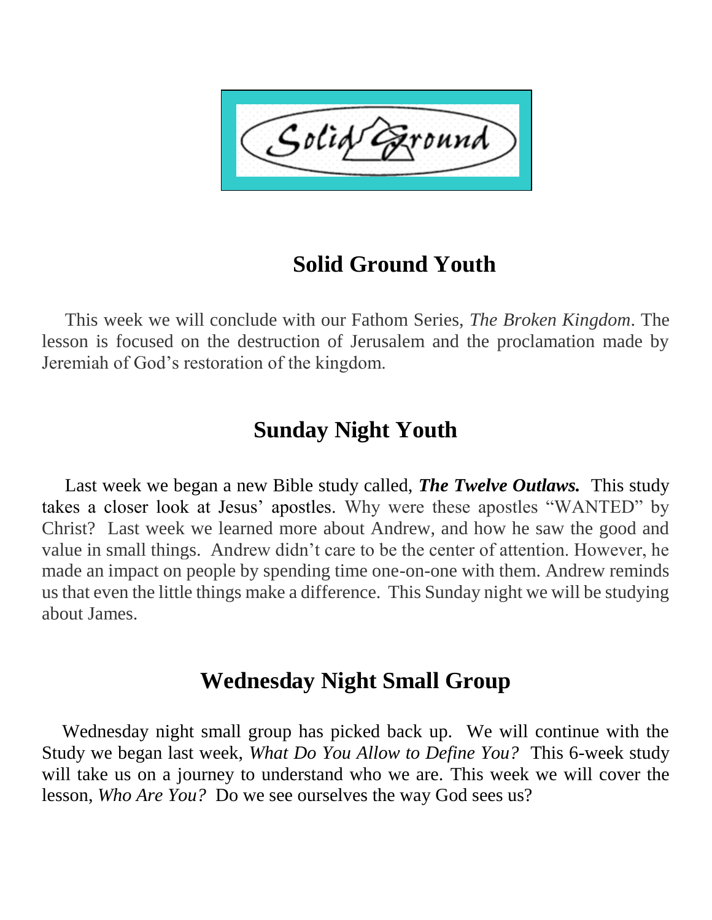## Solid Ground Youth

This week we will conclude with our Fathom Series, *The Broken Kingdom*. The lesson is focused on the destruction of Jerusalem and the proclamation made by Jeremiah of God's restoration of the kingdom.

## Sunday Night Youth

Last week we began a new Bible study called, ***The Twelve Outlaws.*** This study takes a closer look at Jesus' apostles. Why were these apostles "WANTED" by Christ? Last week we learned more about Andrew, and how he saw the good and value in small things. Andrew didn't care to be the center of attention. However, he made an impact on people by spending time one-on-one with them. Andrew reminds us that even the little things make a difference. This Sunday night we will be studying about James.

## Wednesday Night Small Group

Wednesday night small group has picked back up. We will continue with the Study we began last week, *What Do You Allow to Define You?* This 6-week study will take us on a journey to understand who we are. This week we will cover the lesson, *Who Are You?* Do we see ourselves the way God sees us?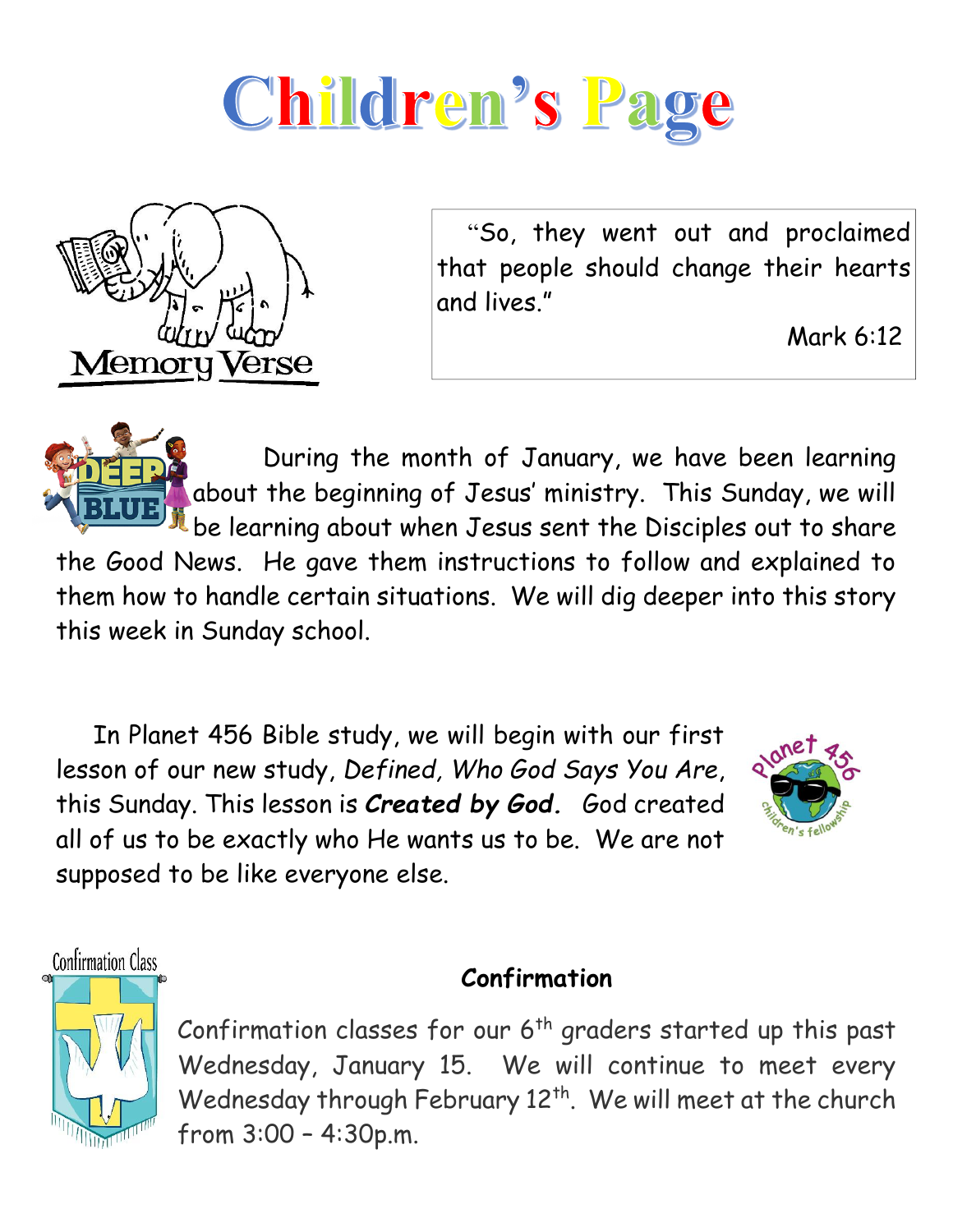# Children's Page

Memory Verse

"So, they went out and proclaimed that people should change their hearts and lives."

Mark 6:12

During the month of January, we have been learning about the beginning of Jesus' ministry. This Sunday, we will be learning about when Jesus sent the Disciples out to share the Good News. He gave them instructions to follow and explained to them how to handle certain situations. We will dig deeper into this story this week in Sunday school.

In Planet 456 Bible study, we will begin with our first lesson of our new study, *Defined, Who God Says You Are*, this Sunday. This lesson is ***Created by God.*** God created all of us to be exactly who He wants us to be. We are not supposed to be like everyone else.

**Confirmation**

Confirmation classes for our 6th graders started up this past Wednesday, January 15. We will continue to meet every Wednesday through February 12th. We will meet at the church from 3:00 – 4:30p.m.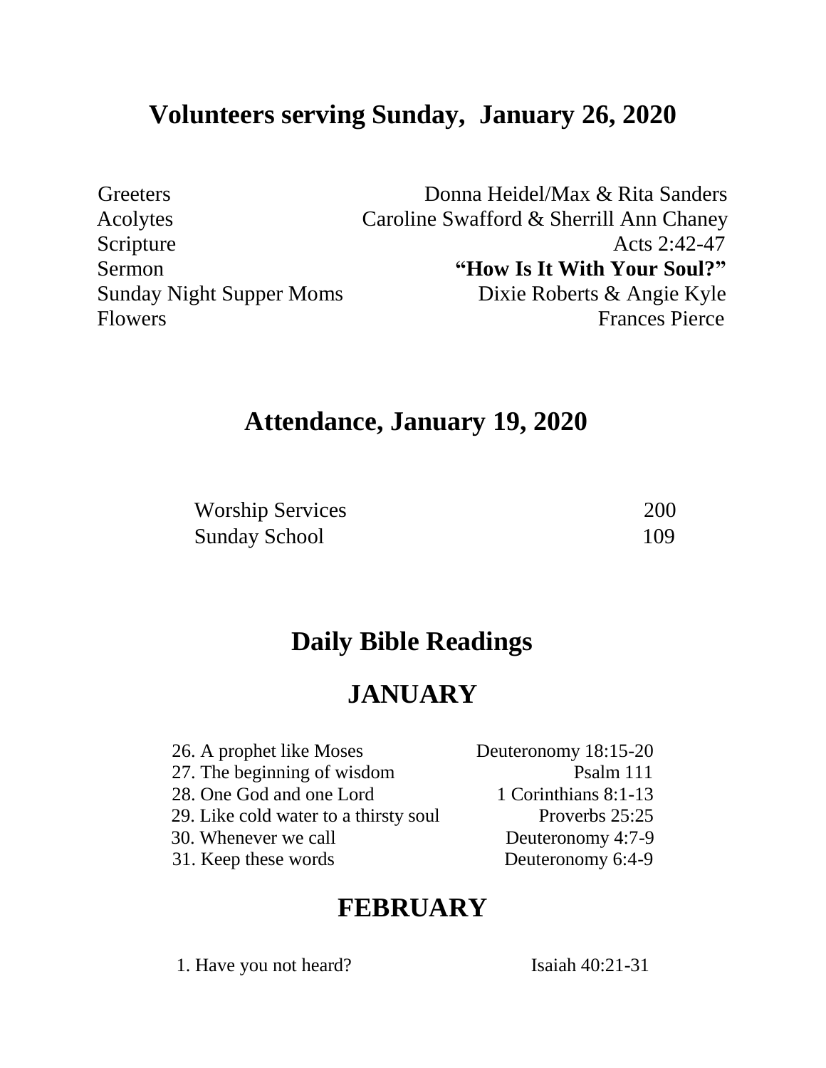## Volunteers serving Sunday, January 26, 2020

| | |
|---|---|
| Greeters | Donna Heidel/Max & Rita Sanders |
| Acolytes | Caroline Swafford & Sherrill Ann Chaney |
| Scripture | Acts 2:42-47 |
| Sermon | **"How Is It With Your Soul?"** |
| Sunday Night Supper Moms | Dixie Roberts & Angie Kyle |
| Flowers | Frances Pierce |

## Attendance, January 19, 2020

| | |
|---|---|
| Worship Services | 200 |
| Sunday School | 109 |

## Daily Bible Readings

## JANUARY

| | |
|---|---|
| 26. A prophet like Moses | Deuteronomy 18:15-20 |
| 27. The beginning of wisdom | Psalm 111 |
| 28. One God and one Lord | 1 Corinthians 8:1-13 |
| 29. Like cold water to a thirsty soul | Proverbs 25:25 |
| 30. Whenever we call | Deuteronomy 4:7-9 |
| 31. Keep these words | Deuteronomy 6:4-9 |

## FEBRUARY

| | |
|---|---|
| 1. Have you not heard? | Isaiah 40:21-31 |